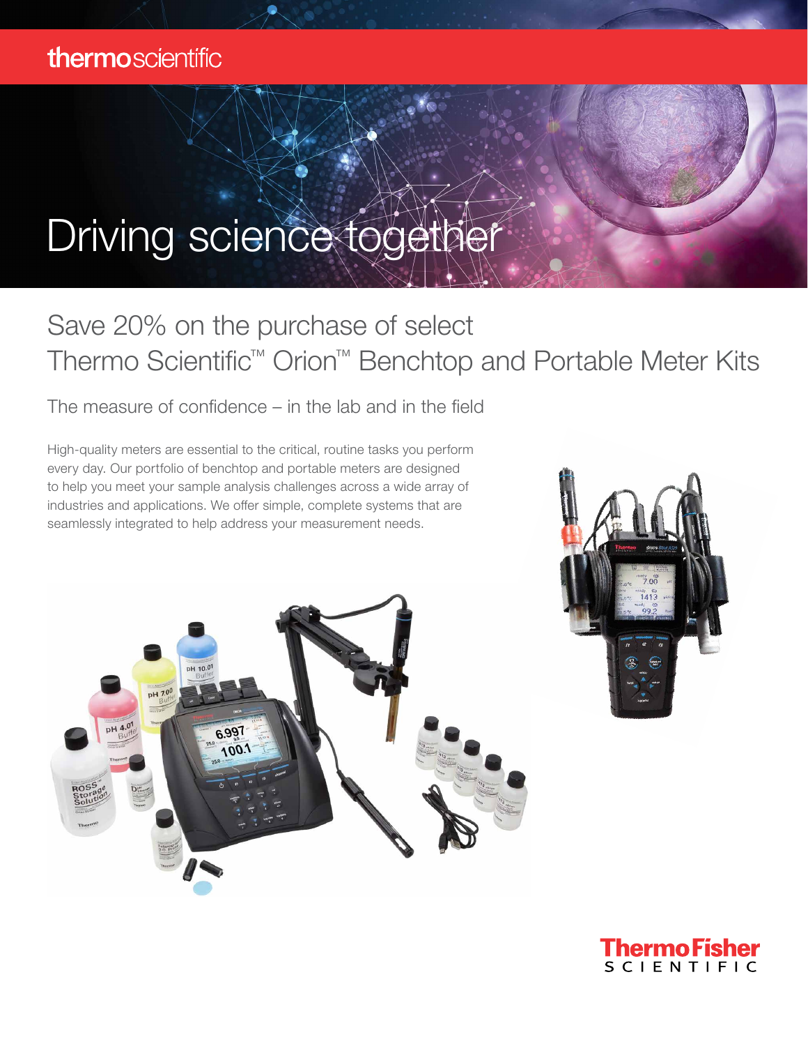thermoscientific

# Driving science together

## Save 20% on the purchase of select Thermo Scientific™ Orion™ Benchtop and Portable Meter Kits

### The measure of confidence – in the lab and in the field

High-quality meters are essential to the critical, routine tasks you perform every day. Our portfolio of benchtop and portable meters are designed to help you meet your sample analysis challenges across a wide array of industries and applications. We offer simple, complete systems that are seamlessly integrated to help address your measurement needs.

ThermoFisher SCIENTIFIC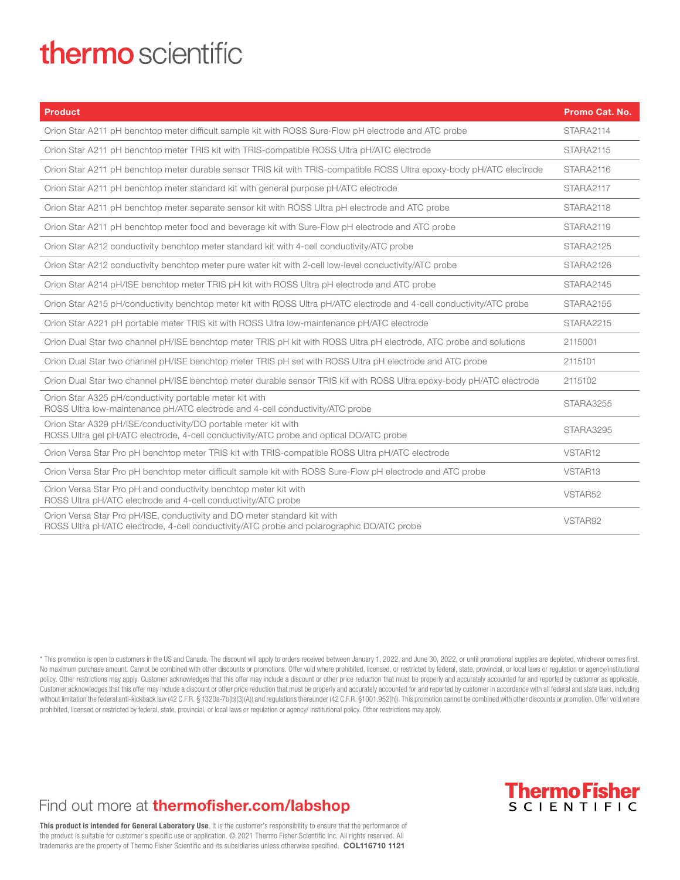# thermo scientific

| Product | Promo Cat. No. |
|---|---|
| Orion Star A211 pH benchtop meter difficult sample kit with ROSS Sure-Flow pH electrode and ATC probe | STARA2114 |
| Orion Star A211 pH benchtop meter TRIS kit with TRIS-compatible ROSS Ultra pH/ATC electrode | STARA2115 |
| Orion Star A211 pH benchtop meter durable sensor TRIS kit with TRIS-compatible ROSS Ultra epoxy-body pH/ATC electrode | STARA2116 |
| Orion Star A211 pH benchtop meter standard kit with general purpose pH/ATC electrode | STARA2117 |
| Orion Star A211 pH benchtop meter separate sensor kit with ROSS Ultra pH electrode and ATC probe | STARA2118 |
| Orion Star A211 pH benchtop meter food and beverage kit with Sure-Flow pH electrode and ATC probe | STARA2119 |
| Orion Star A212 conductivity benchtop meter standard kit with 4-cell conductivity/ATC probe | STARA2125 |
| Orion Star A212 conductivity benchtop meter pure water kit with 2-cell low-level conductivity/ATC probe | STARA2126 |
| Orion Star A214 pH/ISE benchtop meter TRIS pH kit with ROSS Ultra pH electrode and ATC probe | STARA2145 |
| Orion Star A215 pH/conductivity benchtop meter kit with ROSS Ultra pH/ATC electrode and 4-cell conductivity/ATC probe | STARA2155 |
| Orion Star A221 pH portable meter TRIS kit with ROSS Ultra low-maintenance pH/ATC electrode | STARA2215 |
| Orion Dual Star two channel pH/ISE benchtop meter TRIS pH kit with ROSS Ultra pH electrode, ATC probe and solutions | 2115001 |
| Orion Dual Star two channel pH/ISE benchtop meter TRIS pH set with ROSS Ultra pH electrode and ATC probe | 2115101 |
| Orion Dual Star two channel pH/ISE benchtop meter durable sensor TRIS kit with ROSS Ultra epoxy-body pH/ATC electrode | 2115102 |
| Orion Star A325 pH/conductivity portable meter kit with ROSS Ultra low-maintenance pH/ATC electrode and 4-cell conductivity/ATC probe | STARA3255 |
| Orion Star A329 pH/ISE/conductivity/DO portable meter kit with ROSS Ultra gel pH/ATC electrode, 4-cell conductivity/ATC probe and optical DO/ATC probe | STARA3295 |
| Orion Versa Star Pro pH benchtop meter TRIS kit with TRIS-compatible ROSS Ultra pH/ATC electrode | VSTAR12 |
| Orion Versa Star Pro pH benchtop meter difficult sample kit with ROSS Sure-Flow pH electrode and ATC probe | VSTAR13 |
| Orion Versa Star Pro pH and conductivity benchtop meter kit with ROSS Ultra pH/ATC electrode and 4-cell conductivity/ATC probe | VSTAR52 |
| Orion Versa Star Pro pH/ISE, conductivity and DO meter standard kit with ROSS Ultra pH/ATC electrode, 4-cell conductivity/ATC probe and polarographic DO/ATC probe | VSTAR92 |

* This promotion is open to customers in the US and Canada. The discount will apply to orders received between January 1, 2022, and June 30, 2022, or until promotional supplies are depleted, whichever comes first. No maximum purchase amount. Cannot be combined with other discounts or promotions. Offer void where prohibited, licensed, or restricted by federal, state, provincial, or local laws or regulation or agency/institutional policy. Other restrictions may apply. Customer acknowledges that this offer may include a discount or other price reduction that must be properly and accurately accounted for and reported by customer as applicable. Customer acknowledges that this offer may include a discount or other price reduction that must be properly and accurately accounted for and reported by customer in accordance with all federal and state laws, including without limitation the federal anti-kickback law (42 C.F.R. § 1320a-7b(b)(3)(A)) and regulations thereunder (42 C.F.R. §1001.952(h)). This promotion cannot be combined with other discounts or promotion. Offer void where prohibited, licensed or restricted by federal, state, provincial, or local laws or regulation or agency/ institutional policy. Other restrictions may apply.

Find out more at **thermofisher.com/labshop**

**This product is intended for General Laboratory Use**. It is the customer's responsibility to ensure that the performance of the product is suitable for customer's specific use or application. © 2021 Thermo Fisher Scientific Inc. All rights reserved. All trademarks are the property of Thermo Fisher Scientific and its subsidiaries unless otherwise specified. **COL116710 1121**

ThermoFisher SCIENTIFIC